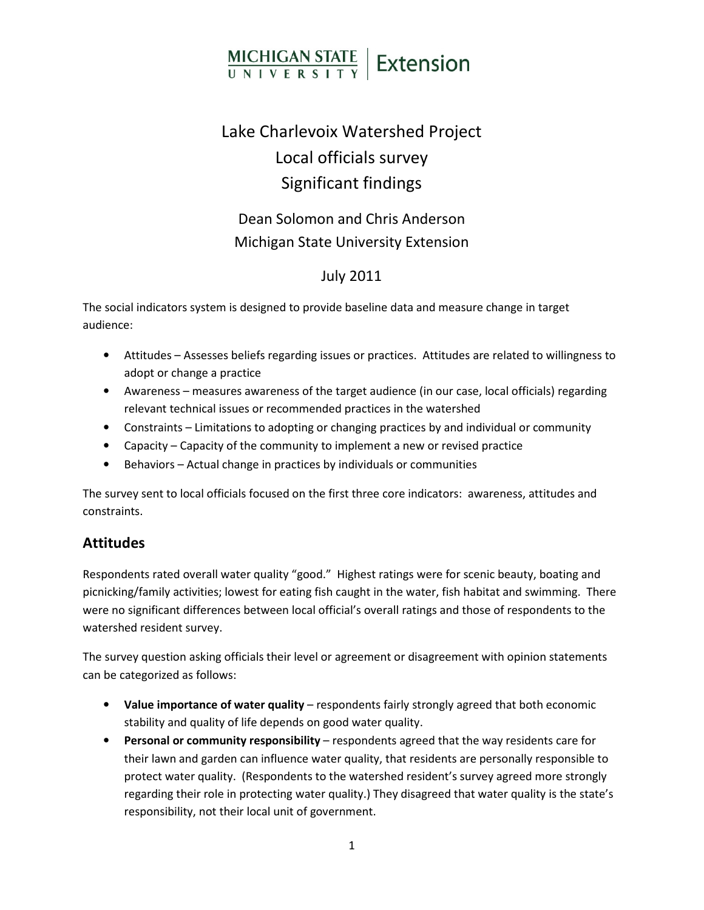MICHIGAN STATE UNIVERSITY | Extension

# Lake Charlevoix Watershed Project
# Local officials survey
# Significant findings

Dean Solomon and Chris Anderson
Michigan State University Extension

July 2011

The social indicators system is designed to provide baseline data and measure change in target audience:

- Attitudes – Assesses beliefs regarding issues or practices. Attitudes are related to willingness to adopt or change a practice
- Awareness – measures awareness of the target audience (in our case, local officials) regarding relevant technical issues or recommended practices in the watershed
- Constraints – Limitations to adopting or changing practices by and individual or community
- Capacity – Capacity of the community to implement a new or revised practice
- Behaviors – Actual change in practices by individuals or communities

The survey sent to local officials focused on the first three core indicators: awareness, attitudes and constraints.

## Attitudes

Respondents rated overall water quality "good." Highest ratings were for scenic beauty, boating and picnicking/family activities; lowest for eating fish caught in the water, fish habitat and swimming. There were no significant differences between local official's overall ratings and those of respondents to the watershed resident survey.

The survey question asking officials their level or agreement or disagreement with opinion statements can be categorized as follows:

- **Value importance of water quality** – respondents fairly strongly agreed that both economic stability and quality of life depends on good water quality.
- **Personal or community responsibility** – respondents agreed that the way residents care for their lawn and garden can influence water quality, that residents are personally responsible to protect water quality. (Respondents to the watershed resident's survey agreed more strongly regarding their role in protecting water quality.) They disagreed that water quality is the state's responsibility, not their local unit of government.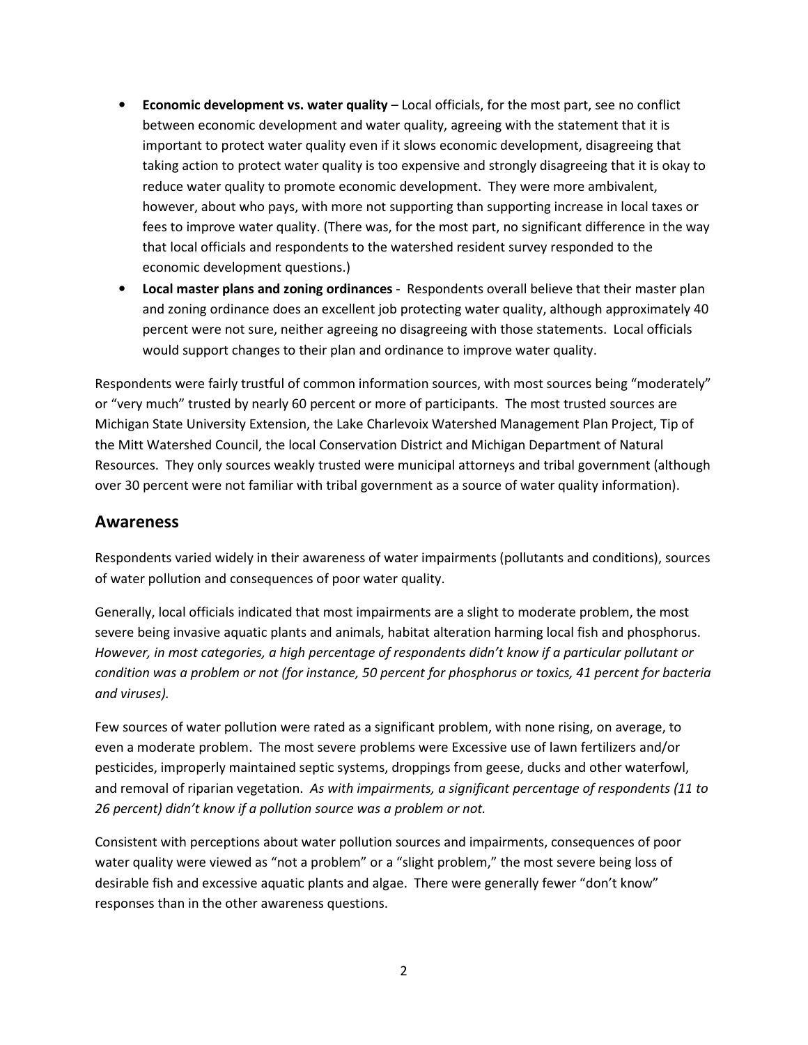- **Economic development vs. water quality** – Local officials, for the most part, see no conflict between economic development and water quality, agreeing with the statement that it is important to protect water quality even if it slows economic development, disagreeing that taking action to protect water quality is too expensive and strongly disagreeing that it is okay to reduce water quality to promote economic development. They were more ambivalent, however, about who pays, with more not supporting than supporting increase in local taxes or fees to improve water quality. (There was, for the most part, no significant difference in the way that local officials and respondents to the watershed resident survey responded to the economic development questions.)
- **Local master plans and zoning ordinances** - Respondents overall believe that their master plan and zoning ordinance does an excellent job protecting water quality, although approximately 40 percent were not sure, neither agreeing no disagreeing with those statements. Local officials would support changes to their plan and ordinance to improve water quality.

Respondents were fairly trustful of common information sources, with most sources being "moderately" or "very much" trusted by nearly 60 percent or more of participants. The most trusted sources are Michigan State University Extension, the Lake Charlevoix Watershed Management Plan Project, Tip of the Mitt Watershed Council, the local Conservation District and Michigan Department of Natural Resources. They only sources weakly trusted were municipal attorneys and tribal government (although over 30 percent were not familiar with tribal government as a source of water quality information).

## Awareness

Respondents varied widely in their awareness of water impairments (pollutants and conditions), sources of water pollution and consequences of poor water quality.

Generally, local officials indicated that most impairments are a slight to moderate problem, the most severe being invasive aquatic plants and animals, habitat alteration harming local fish and phosphorus. *However, in most categories, a high percentage of respondents didn't know if a particular pollutant or condition was a problem or not (for instance, 50 percent for phosphorus or toxics, 41 percent for bacteria and viruses).*

Few sources of water pollution were rated as a significant problem, with none rising, on average, to even a moderate problem. The most severe problems were Excessive use of lawn fertilizers and/or pesticides, improperly maintained septic systems, droppings from geese, ducks and other waterfowl, and removal of riparian vegetation. *As with impairments, a significant percentage of respondents (11 to 26 percent) didn't know if a pollution source was a problem or not.*

Consistent with perceptions about water pollution sources and impairments, consequences of poor water quality were viewed as "not a problem" or a "slight problem," the most severe being loss of desirable fish and excessive aquatic plants and algae. There were generally fewer "don't know" responses than in the other awareness questions.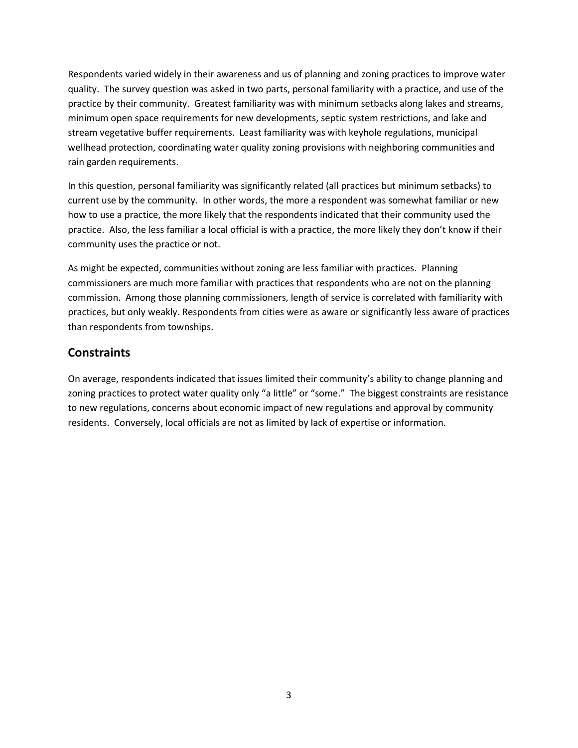Respondents varied widely in their awareness and us of planning and zoning practices to improve water quality. The survey question was asked in two parts, personal familiarity with a practice, and use of the practice by their community. Greatest familiarity was with minimum setbacks along lakes and streams, minimum open space requirements for new developments, septic system restrictions, and lake and stream vegetative buffer requirements. Least familiarity was with keyhole regulations, municipal wellhead protection, coordinating water quality zoning provisions with neighboring communities and rain garden requirements.

In this question, personal familiarity was significantly related (all practices but minimum setbacks) to current use by the community. In other words, the more a respondent was somewhat familiar or new how to use a practice, the more likely that the respondents indicated that their community used the practice. Also, the less familiar a local official is with a practice, the more likely they don't know if their community uses the practice or not.

As might be expected, communities without zoning are less familiar with practices. Planning commissioners are much more familiar with practices that respondents who are not on the planning commission. Among those planning commissioners, length of service is correlated with familiarity with practices, but only weakly. Respondents from cities were as aware or significantly less aware of practices than respondents from townships.

## Constraints

On average, respondents indicated that issues limited their community's ability to change planning and zoning practices to protect water quality only "a little" or "some." The biggest constraints are resistance to new regulations, concerns about economic impact of new regulations and approval by community residents. Conversely, local officials are not as limited by lack of expertise or information.